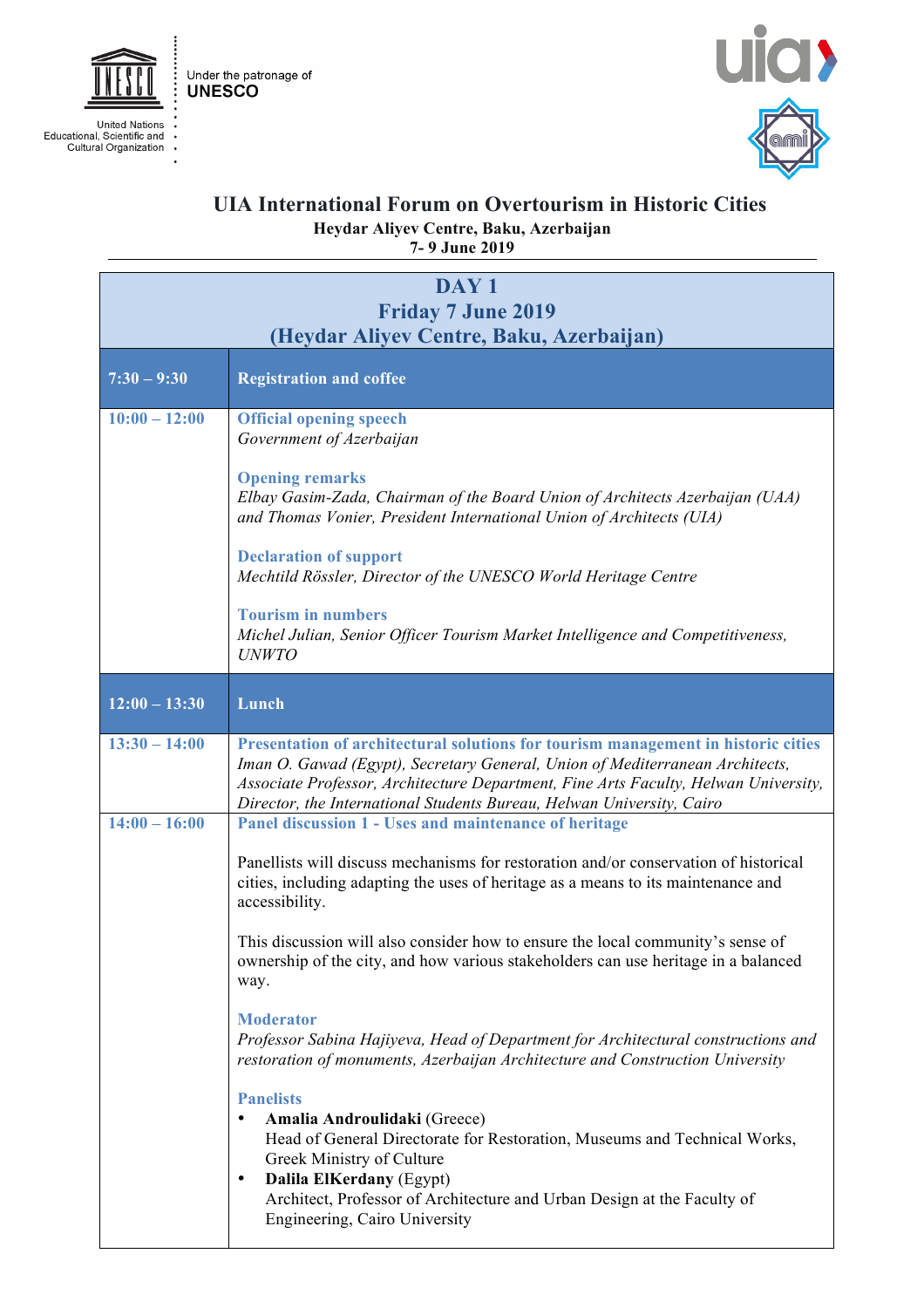Under the patronage of **UNESCO**

United Nations Educational, Scientific and Cultural Organization

# UIA International Forum on Overtourism in Historic Cities

**Heydar Aliyev Centre, Baku, Azerbaijan**
**7- 9 June 2019**

| DAY 1<br>Friday 7 June 2019<br>(Heydar Aliyev Centre, Baku, Azerbaijan) | |
|---|---|
| **7:30 – 9:30** | **Registration and coffee** |
| **10:00 – 12:00** | **Official opening speech**<br>*Government of Azerbaijan*<br><br>**Opening remarks**<br>*Elbay Gasim-Zada, Chairman of the Board Union of Architects Azerbaijan (UAA) and Thomas Vonier, President International Union of Architects (UIA)*<br><br>**Declaration of support**<br>*Mechtild Rössler, Director of the UNESCO World Heritage Centre*<br><br>**Tourism in numbers**<br>*Michel Julian, Senior Officer Tourism Market Intelligence and Competitiveness, UNWTO* |
| **12:00 – 13:30** | **Lunch** |
| **13:30 – 14:00** | **Presentation of architectural solutions for tourism management in historic cities**<br>*Iman O. Gawad (Egypt), Secretary General, Union of Mediterranean Architects, Associate Professor, Architecture Department, Fine Arts Faculty, Helwan University, Director, the International Students Bureau, Helwan University, Cairo* |
| **14:00 – 16:00** | **Panel discussion 1 - Uses and maintenance of heritage**<br><br>Panellists will discuss mechanisms for restoration and/or conservation of historical cities, including adapting the uses of heritage as a means to its maintenance and accessibility.<br><br>This discussion will also consider how to ensure the local community's sense of ownership of the city, and how various stakeholders can use heritage in a balanced way.<br><br>**Moderator**<br>*Professor Sabina Hajiyeva, Head of Department for Architectural constructions and restoration of monuments, Azerbaijan Architecture and Construction University*<br><br>**Panelists**<br>• **Amalia Androulidaki** (Greece)<br>Head of General Directorate for Restoration, Museums and Technical Works, Greek Ministry of Culture<br>• **Dalila ElKerdany** (Egypt)<br>Architect, Professor of Architecture and Urban Design at the Faculty of Engineering, Cairo University |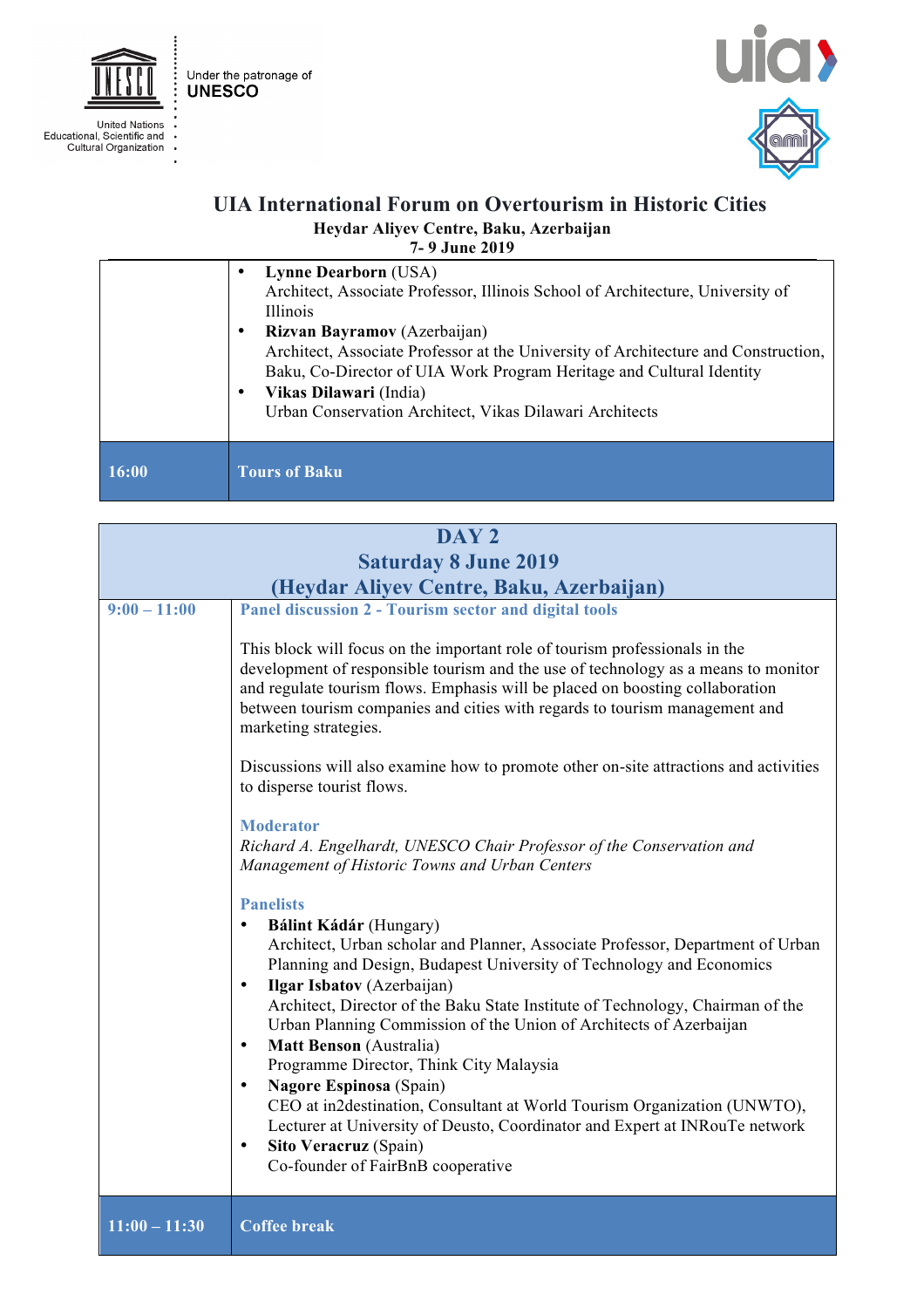Under the patronage of UNESCO

United Nations Educational, Scientific and Cultural Organization

# UIA International Forum on Overtourism in Historic Cities

**Heydar Aliyev Centre, Baku, Azerbaijan**
**7- 9 June 2019**

| | |
|---|---|
| | • **Lynne Dearborn** (USA)<br>Architect, Associate Professor, Illinois School of Architecture, University of Illinois<br>• **Rizvan Bayramov** (Azerbaijan)<br>Architect, Associate Professor at the University of Architecture and Construction, Baku, Co-Director of UIA Work Program Heritage and Cultural Identity<br>• **Vikas Dilawari** (India)<br>Urban Conservation Architect, Vikas Dilawari Architects |
| **16:00** | **Tours of Baku** |

## DAY 2
## Saturday 8 June 2019
## (Heydar Aliyev Centre, Baku, Azerbaijan)

| | |
|---|---|
| **9:00 – 11:00** | **Panel discussion 2 - Tourism sector and digital tools**<br><br>This block will focus on the important role of tourism professionals in the development of responsible tourism and the use of technology as a means to monitor and regulate tourism flows. Emphasis will be placed on boosting collaboration between tourism companies and cities with regards to tourism management and marketing strategies.<br><br>Discussions will also examine how to promote other on-site attractions and activities to disperse tourist flows.<br><br>**Moderator**<br>*Richard A. Engelhardt, UNESCO Chair Professor of the Conservation and Management of Historic Towns and Urban Centers*<br><br>**Panelists**<br>• **Bálint Kádár** (Hungary)<br>Architect, Urban scholar and Planner, Associate Professor, Department of Urban Planning and Design, Budapest University of Technology and Economics<br>• **Ilgar Isbatov** (Azerbaijan)<br>Architect, Director of the Baku State Institute of Technology, Chairman of the Urban Planning Commission of the Union of Architects of Azerbaijan<br>• **Matt Benson** (Australia)<br>Programme Director, Think City Malaysia<br>• **Nagore Espinosa** (Spain)<br>CEO at in2destination, Consultant at World Tourism Organization (UNWTO), Lecturer at University of Deusto, Coordinator and Expert at INRouTe network<br>• **Sito Veracruz** (Spain)<br>Co-founder of FairBnB cooperative |
| **11:00 – 11:30** | **Coffee break** |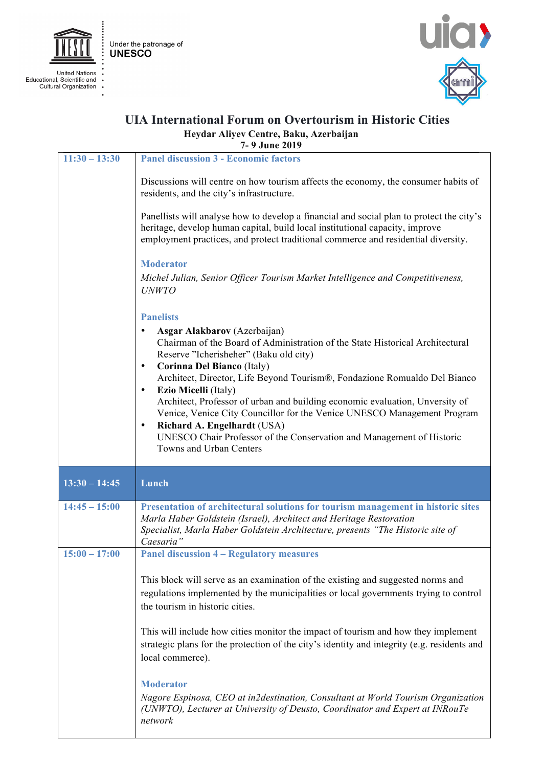Under the patronage of **UNESCO**

United Nations Educational, Scientific and Cultural Organization

# UIA International Forum on Overtourism in Historic Cities

**Heydar Aliyev Centre, Baku, Azerbaijan**
**7- 9 June 2019**

| | |
|---|---|
| **11:30 – 13:30** | **Panel discussion 3 - Economic factors**<br><br>Discussions will centre on how tourism affects the economy, the consumer habits of residents, and the city's infrastructure.<br><br>Panellists will analyse how to develop a financial and social plan to protect the city's heritage, develop human capital, build local institutional capacity, improve employment practices, and protect traditional commerce and residential diversity.<br><br>**Moderator**<br>*Michel Julian, Senior Officer Tourism Market Intelligence and Competitiveness, UNWTO*<br><br>**Panelists**<br>• **Asgar Alakbarov** (Azerbaijan) Chairman of the Board of Administration of the State Historical Architectural Reserve "Icherisheher" (Baku old city)<br>• **Corinna Del Bianco** (Italy) Architect, Director, Life Beyond Tourism®, Fondazione Romualdo Del Bianco<br>• **Ezio Micelli** (Italy) Architect, Professor of urban and building economic evaluation, Unversity of Venice, Venice City Councillor for the Venice UNESCO Management Program<br>• **Richard A. Engelhardt** (USA) UNESCO Chair Professor of the Conservation and Management of Historic Towns and Urban Centers |
| **13:30 – 14:45** | **Lunch** |
| **14:45 – 15:00** | **Presentation of architectural solutions for tourism management in historic sites**<br>*Marla Haber Goldstein (Israel), Architect and Heritage Restoration Specialist, Marla Haber Goldstein Architecture, presents "The Historic site of Caesaria"* |
| **15:00 – 17:00** | **Panel discussion 4 – Regulatory measures**<br><br>This block will serve as an examination of the existing and suggested norms and regulations implemented by the municipalities or local governments trying to control the tourism in historic cities.<br><br>This will include how cities monitor the impact of tourism and how they implement strategic plans for the protection of the city's identity and integrity (e.g. residents and local commerce).<br><br>**Moderator**<br>*Nagore Espinosa, CEO at in2destination, Consultant at World Tourism Organization (UNWTO), Lecturer at University of Deusto, Coordinator and Expert at INRouTe network* |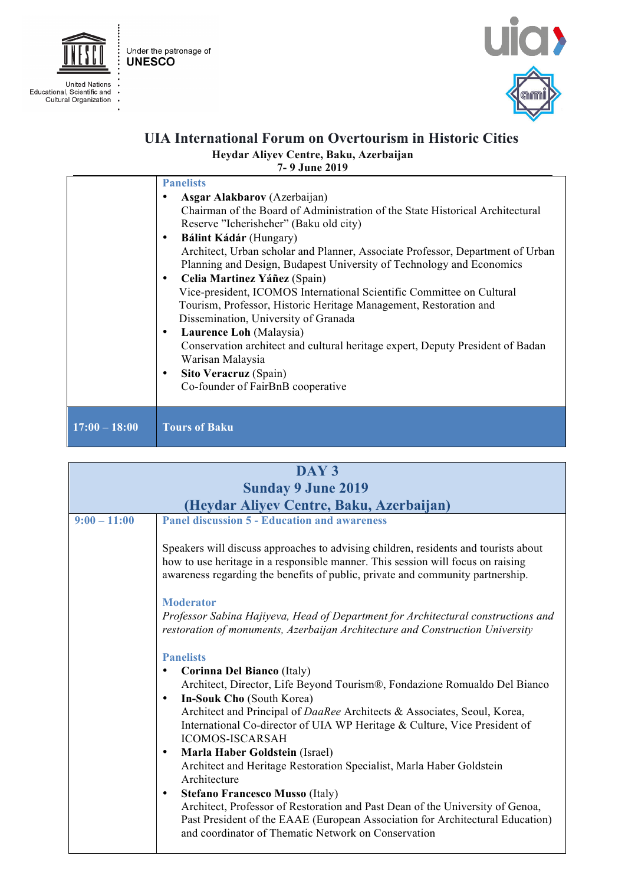Under the patronage of
UNESCO

United Nations Educational, Scientific and Cultural Organization

# UIA International Forum on Overtourism in Historic Cities

**Heydar Aliyev Centre, Baku, Azerbaijan**
**7- 9 June 2019**

| | |
|---|---|
| | **Panelists**<br>• **Asgar Alakbarov** (Azerbaijan)<br>Chairman of the Board of Administration of the State Historical Architectural Reserve "Icherisheher" (Baku old city)<br>• **Bálint Kádár** (Hungary)<br>Architect, Urban scholar and Planner, Associate Professor, Department of Urban Planning and Design, Budapest University of Technology and Economics<br>• **Celia Martinez Yáñez** (Spain)<br>Vice-president, ICOMOS International Scientific Committee on Cultural Tourism, Professor, Historic Heritage Management, Restoration and Dissemination, University of Granada<br>• **Laurence Loh** (Malaysia)<br>Conservation architect and cultural heritage expert, Deputy President of Badan Warisan Malaysia<br>• **Sito Veracruz** (Spain)<br>Co-founder of FairBnB cooperative |
| **17:00 – 18:00** | **Tours of Baku** |

## DAY 3
## Sunday 9 June 2019
## (Heydar Aliyev Centre, Baku, Azerbaijan)

| | |
|---|---|
| **9:00 – 11:00** | **Panel discussion 5 - Education and awareness**<br><br>Speakers will discuss approaches to advising children, residents and tourists about how to use heritage in a responsible manner. This session will focus on raising awareness regarding the benefits of public, private and community partnership.<br><br>**Moderator**<br>*Professor Sabina Hajiyeva, Head of Department for Architectural constructions and restoration of monuments, Azerbaijan Architecture and Construction University*<br><br>**Panelists**<br>• **Corinna Del Bianco** (Italy)<br>Architect, Director, Life Beyond Tourism®, Fondazione Romualdo Del Bianco<br>• **In-Souk Cho** (South Korea)<br>Architect and Principal of *DaaRee* Architects & Associates, Seoul, Korea, International Co-director of UIA WP Heritage & Culture, Vice President of ICOMOS-ISCARSAH<br>• **Marla Haber Goldstein** (Israel)<br>Architect and Heritage Restoration Specialist, Marla Haber Goldstein Architecture<br>• **Stefano Francesco Musso** (Italy)<br>Architect, Professor of Restoration and Past Dean of the University of Genoa, Past President of the EAAE (European Association for Architectural Education) and coordinator of Thematic Network on Conservation |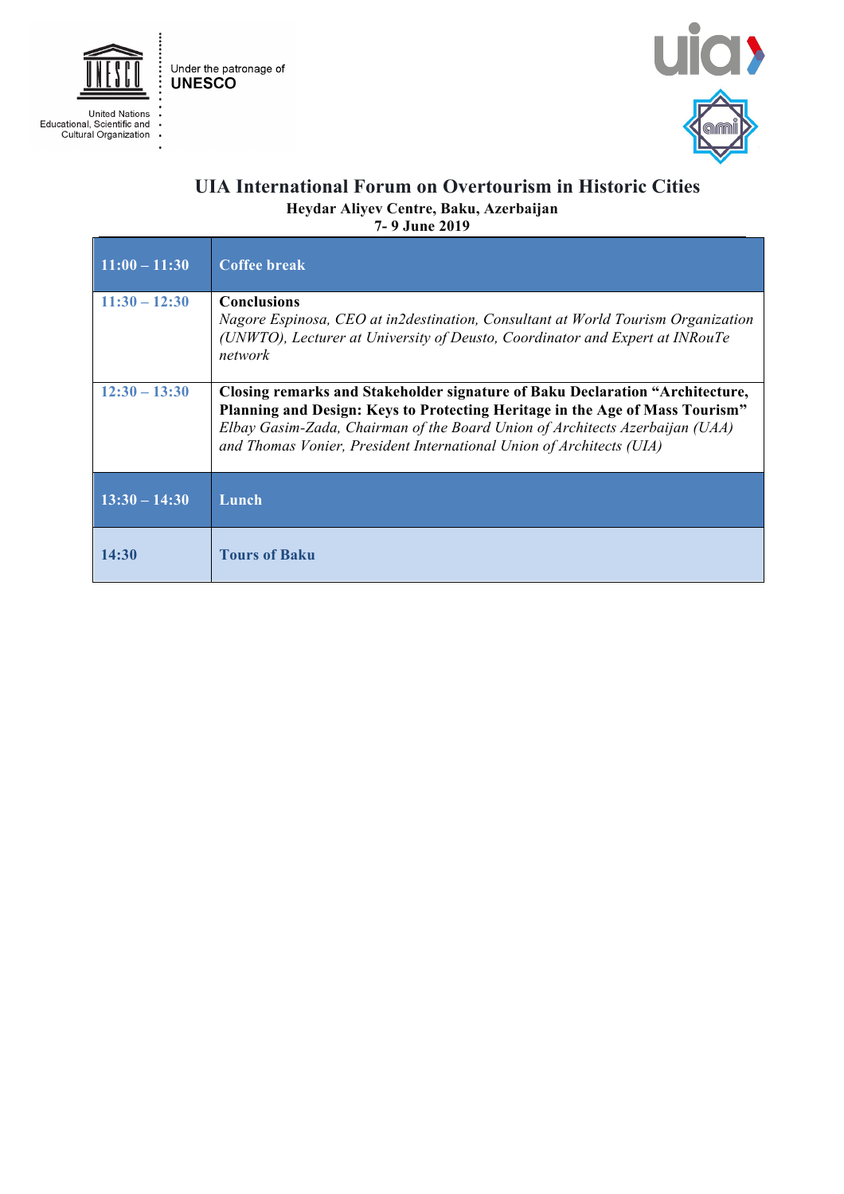Under the patronage of
UNESCO

United Nations
Educational, Scientific and
Cultural Organization

# UIA International Forum on Overtourism in Historic Cities

**Heydar Aliyev Centre, Baku, Azerbaijan**
**7- 9 June 2019**

| | |
|---|---|
| **11:00 – 11:30** | **Coffee break** |
| **11:30 – 12:30** | **Conclusions**<br>*Nagore Espinosa, CEO at in2destination, Consultant at World Tourism Organization (UNWTO), Lecturer at University of Deusto, Coordinator and Expert at INRouTe network* |
| **12:30 – 13:30** | **Closing remarks and Stakeholder signature of Baku Declaration "Architecture, Planning and Design: Keys to Protecting Heritage in the Age of Mass Tourism"**<br>*Elbay Gasim-Zada, Chairman of the Board Union of Architects Azerbaijan (UAA) and Thomas Vonier, President International Union of Architects (UIA)* |
| **13:30 – 14:30** | **Lunch** |
| **14:30** | **Tours of Baku** |